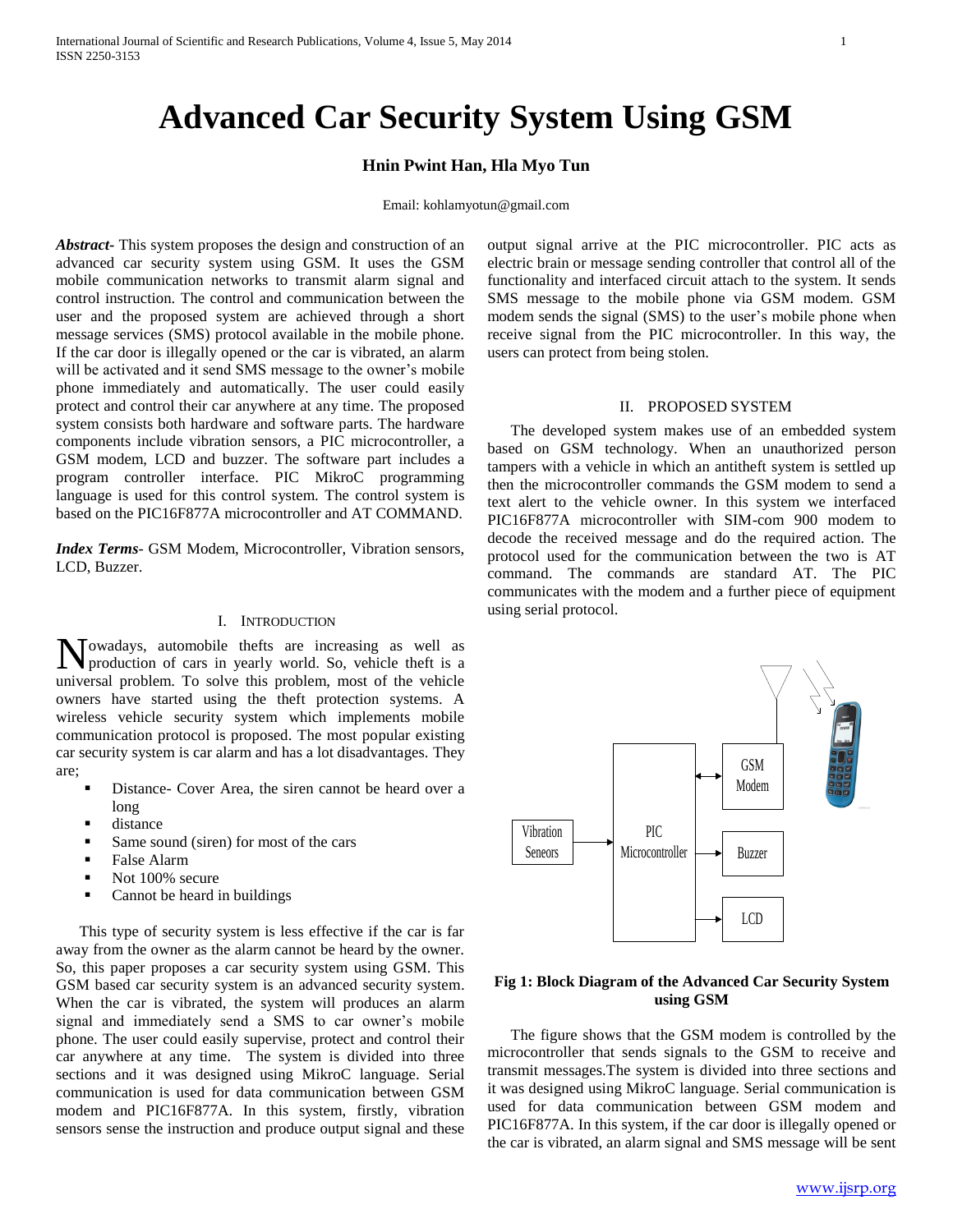# Advanced Car Security System Using GSM

**Hnin Pwint Han, Hla Myo Tun**

Email: kohlamyotun@gmail.com

***Abstract***- This system proposes the design and construction of an advanced car security system using GSM. It uses the GSM mobile communication networks to transmit alarm signal and control instruction. The control and communication between the user and the proposed system are achieved through a short message services (SMS) protocol available in the mobile phone. If the car door is illegally opened or the car is vibrated, an alarm will be activated and it send SMS message to the owner's mobile phone immediately and automatically. The user could easily protect and control their car anywhere at any time. The proposed system consists both hardware and software parts. The hardware components include vibration sensors, a PIC microcontroller, a GSM modem, LCD and buzzer. The software part includes a program controller interface. PIC MikroC programming language is used for this control system. The control system is based on the PIC16F877A microcontroller and AT COMMAND.

***Index Terms***- GSM Modem, Microcontroller, Vibration sensors, LCD, Buzzer.

## I. Introduction

Nowadays, automobile thefts are increasing as well as production of cars in yearly world. So, vehicle theft is a universal problem. To solve this problem, most of the vehicle owners have started using the theft protection systems. A wireless vehicle security system which implements mobile communication protocol is proposed. The most popular existing car security system is car alarm and has a lot disadvantages. They are;

- Distance- Cover Area, the siren cannot be heard over a long
- distance
- Same sound (siren) for most of the cars
- False Alarm
- Not 100% secure
- Cannot be heard in buildings

This type of security system is less effective if the car is far away from the owner as the alarm cannot be heard by the owner. So, this paper proposes a car security system using GSM. This GSM based car security system is an advanced security system. When the car is vibrated, the system will produces an alarm signal and immediately send a SMS to car owner's mobile phone. The user could easily supervise, protect and control their car anywhere at any time. The system is divided into three sections and it was designed using MikroC language. Serial communication is used for data communication between GSM modem and PIC16F877A. In this system, firstly, vibration sensors sense the instruction and produce output signal and these output signal arrive at the PIC microcontroller. PIC acts as electric brain or message sending controller that control all of the functionality and interfaced circuit attach to the system. It sends SMS message to the mobile phone via GSM modem. GSM modem sends the signal (SMS) to the user's mobile phone when receive signal from the PIC microcontroller. In this way, the users can protect from being stolen.

## II. Proposed System

The developed system makes use of an embedded system based on GSM technology. When an unauthorized person tampers with a vehicle in which an antitheft system is settled up then the microcontroller commands the GSM modem to send a text alert to the vehicle owner. In this system we interfaced PIC16F877A microcontroller with SIM-com 900 modem to decode the received message and do the required action. The protocol used for the communication between the two is AT command. The commands are standard AT. The PIC communicates with the modem and a further piece of equipment using serial protocol.

Vibration Seneors → PIC Microcontroller ↔ GSM Modem; PIC Microcontroller → Buzzer; PIC Microcontroller → LCD

**Fig 1: Block Diagram of the Advanced Car Security System using GSM**

The figure shows that the GSM modem is controlled by the microcontroller that sends signals to the GSM to receive and transmit messages.The system is divided into three sections and it was designed using MikroC language. Serial communication is used for data communication between GSM modem and PIC16F877A. In this system, if the car door is illegally opened or the car is vibrated, an alarm signal and SMS message will be sent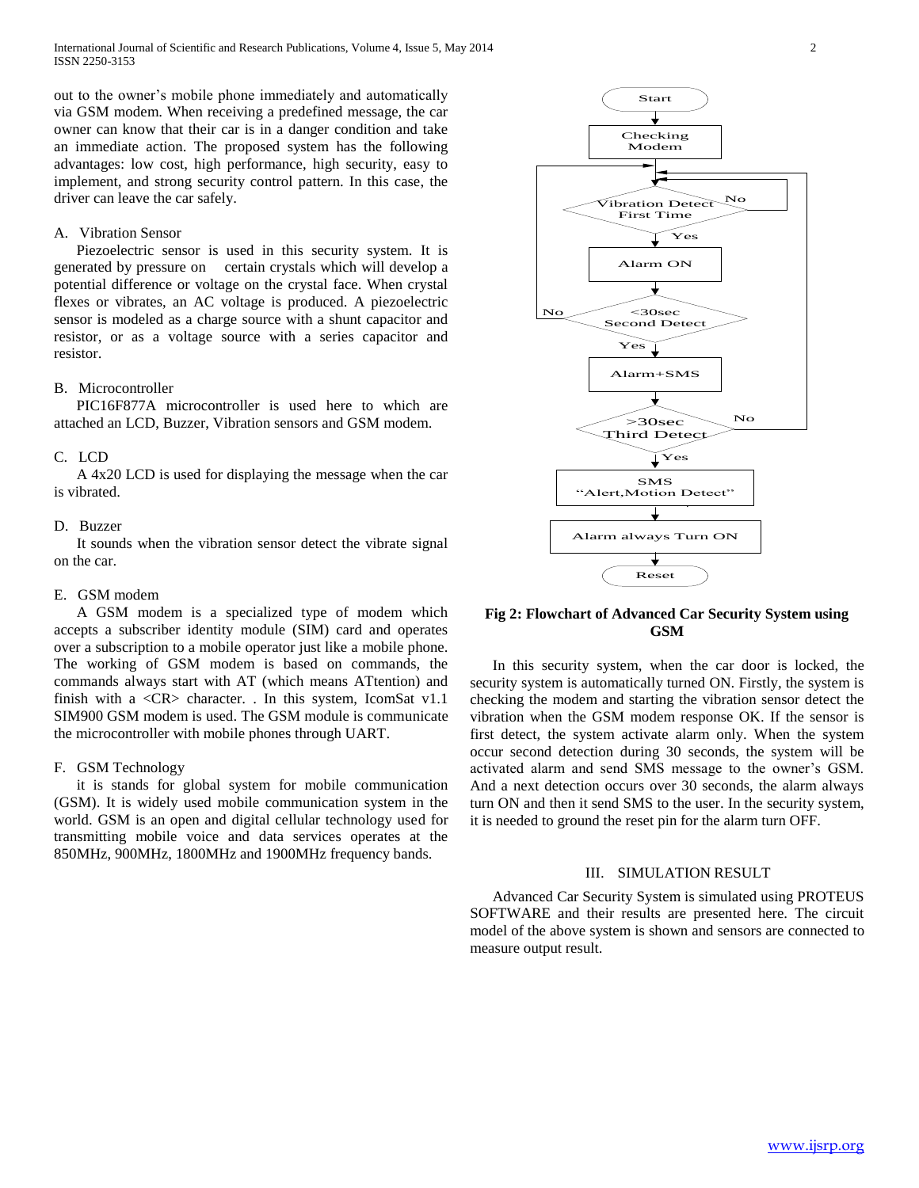out to the owner's mobile phone immediately and automatically via GSM modem. When receiving a predefined message, the car owner can know that their car is in a danger condition and take an immediate action. The proposed system has the following advantages: low cost, high performance, high security, easy to implement, and strong security control pattern. In this case, the driver can leave the car safely.

### A. Vibration Sensor

Piezoelectric sensor is used in this security system. It is generated by pressure on certain crystals which will develop a potential difference or voltage on the crystal face. When crystal flexes or vibrates, an AC voltage is produced. A piezoelectric sensor is modeled as a charge source with a shunt capacitor and resistor, or as a voltage source with a series capacitor and resistor.

### B. Microcontroller

PIC16F877A microcontroller is used here to which are attached an LCD, Buzzer, Vibration sensors and GSM modem.

### C. LCD

A 4x20 LCD is used for displaying the message when the car is vibrated.

### D. Buzzer

It sounds when the vibration sensor detect the vibrate signal on the car.

### E. GSM modem

A GSM modem is a specialized type of modem which accepts a subscriber identity module (SIM) card and operates over a subscription to a mobile operator just like a mobile phone. The working of GSM modem is based on commands, the commands always start with AT (which means ATtention) and finish with a <CR> character. . In this system, IcomSat v1.1 SIM900 GSM modem is used. The GSM module is communicate the microcontroller with mobile phones through UART.

### F. GSM Technology

it is stands for global system for mobile communication (GSM). It is widely used mobile communication system in the world. GSM is an open and digital cellular technology used for transmitting mobile voice and data services operates at the 850MHz, 900MHz, 1800MHz and 1900MHz frequency bands.

Start → Checking Modem → Vibration Detect First Time (No: loop back; Yes) → Alarm ON → <30sec Second Detect (No: back to Vibration Detect; Yes) → Alarm+SMS → >30sec Third Detect (No: back to Vibration Detect; Yes) → SMS "Alert,Motion Detect" → Alarm always Turn ON → Reset

**Fig 2: Flowchart of Advanced Car Security System using GSM**

In this security system, when the car door is locked, the security system is automatically turned ON. Firstly, the system is checking the modem and starting the vibration sensor detect the vibration when the GSM modem response OK. If the sensor is first detect, the system activate alarm only. When the system occur second detection during 30 seconds, the system will be activated alarm and send SMS message to the owner's GSM. And a next detection occurs over 30 seconds, the alarm always turn ON and then it send SMS to the user. In the security system, it is needed to ground the reset pin for the alarm turn OFF.

## III. SIMULATION RESULT

Advanced Car Security System is simulated using PROTEUS SOFTWARE and their results are presented here. The circuit model of the above system is shown and sensors are connected to measure output result.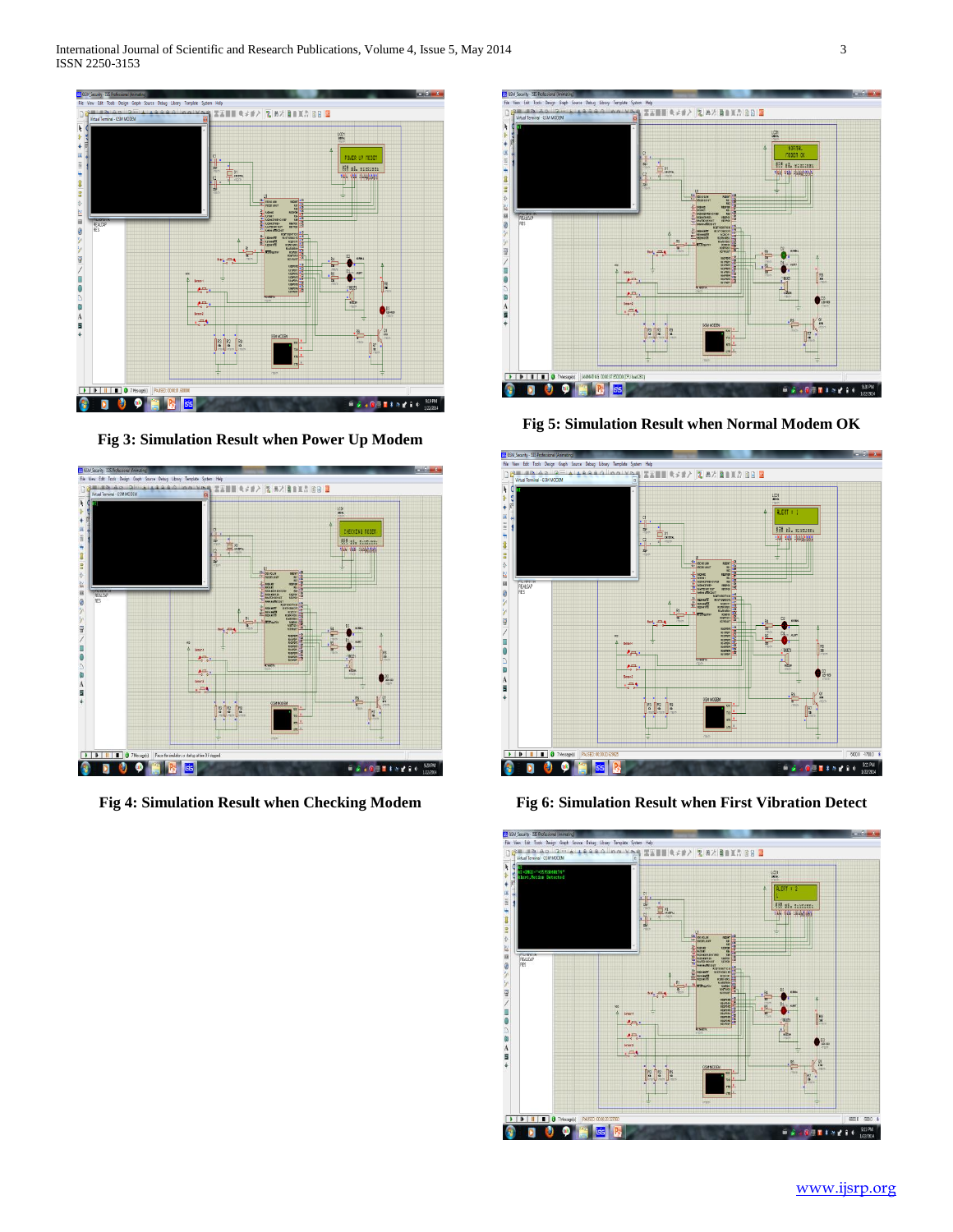Fig 3: Simulation Result when Power Up Modem

Fig 4: Simulation Result when Checking Modem

Fig 5: Simulation Result when Normal Modem OK

Fig 6: Simulation Result when First Vibration Detect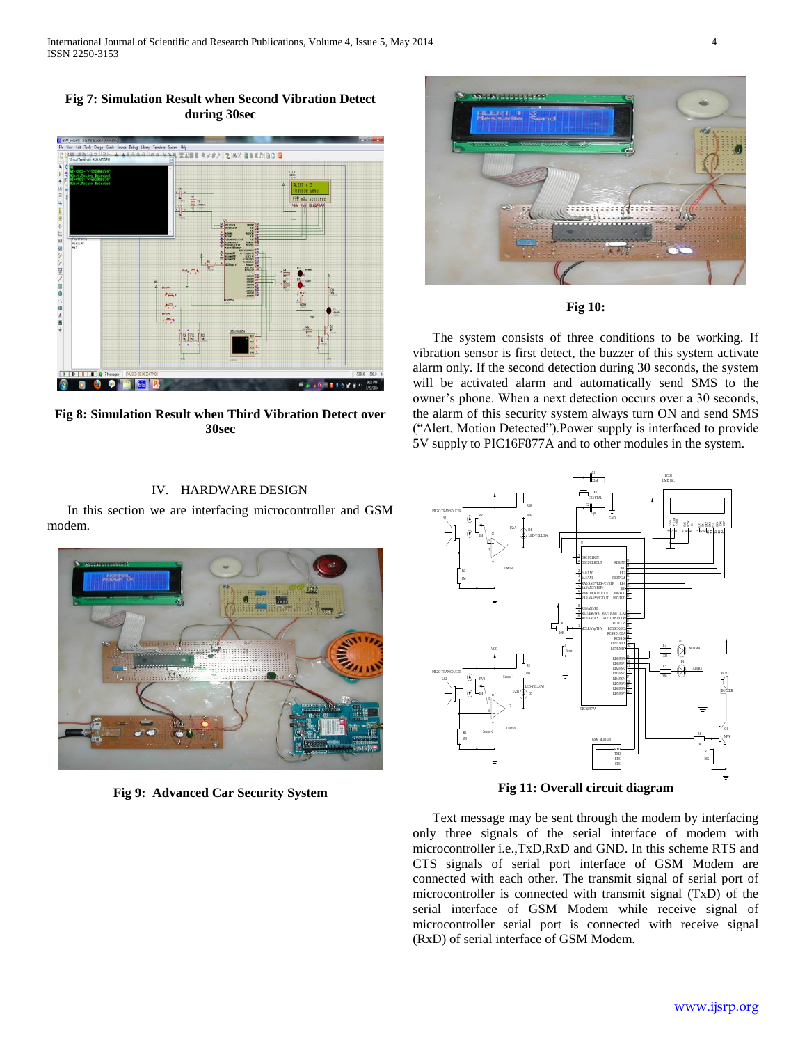**Fig 7: Simulation Result when Second Vibration Detect during 30sec**

**Fig 8: Simulation Result when Third Vibration Detect over 30sec**

## IV. HARDWARE DESIGN

In this section we are interfacing microcontroller and GSM modem.

**Fig 9: Advanced Car Security System**

**Fig 10:**

The system consists of three conditions to be working. If vibration sensor is first detect, the buzzer of this system activate alarm only. If the second detection during 30 seconds, the system will be activated alarm and automatically send SMS to the owner's phone. When a next detection occurs over a 30 seconds, the alarm of this security system always turn ON and send SMS ("Alert, Motion Detected").Power supply is interfaced to provide 5V supply to PIC16F877A and to other modules in the system.

**Fig 11: Overall circuit diagram**

Text message may be sent through the modem by interfacing only three signals of the serial interface of modem with microcontroller i.e.,TxD,RxD and GND. In this scheme RTS and CTS signals of serial port interface of GSM Modem are connected with each other. The transmit signal of serial port of microcontroller is connected with transmit signal (TxD) of the serial interface of GSM Modem while receive signal of microcontroller serial port is connected with receive signal (RxD) of serial interface of GSM Modem.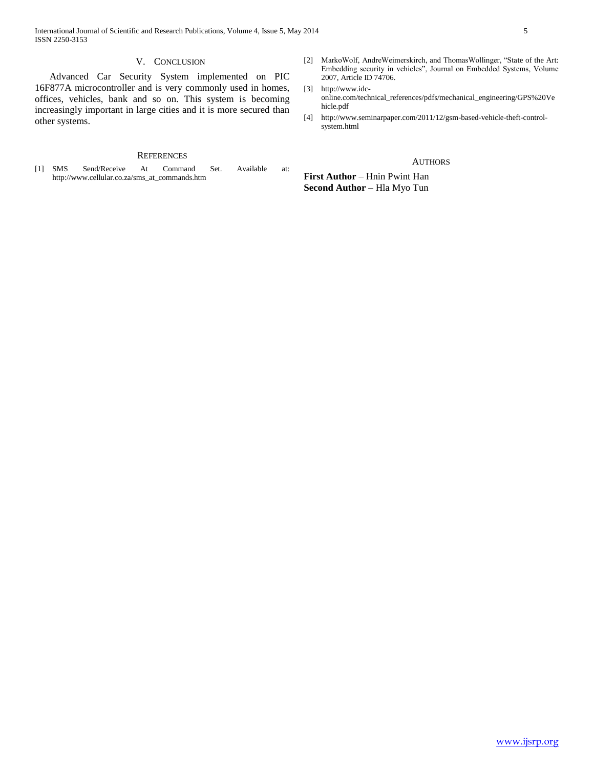## V. Conclusion

Advanced Car Security System implemented on PIC 16F877A microcontroller and is very commonly used in homes, offices, vehicles, bank and so on. This system is becoming increasingly important in large cities and it is more secured than other systems.

## References

[1] SMS Send/Receive At Command Set. Available at: http://www.cellular.co.za/sms_at_commands.htm

[2] MarkoWolf, AndreWeimerskirch, and ThomasWollinger, "State of the Art: Embedding security in vehicles", Journal on Embedded Systems, Volume 2007, Article ID 74706.

[3] http://www.idc-online.com/technical_references/pdfs/mechanical_engineering/GPS%20Vehicle.pdf

[4] http://www.seminarpaper.com/2011/12/gsm-based-vehicle-theft-control-system.html

## Authors

**First Author** – Hnin Pwint Han

**Second Author** – Hla Myo Tun